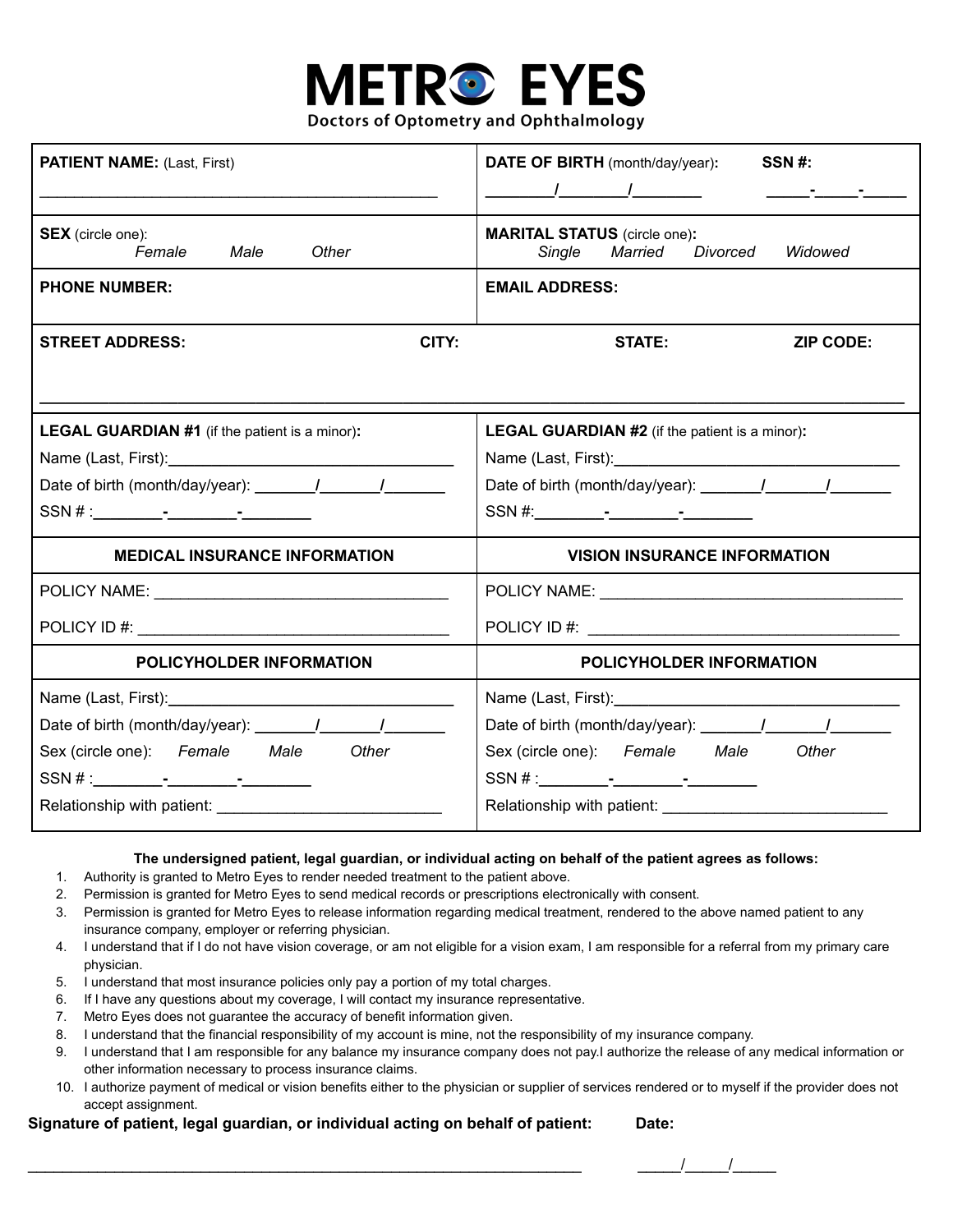# METRO EYES

Doctors of Optometry and Ophthalmology

| **PATIENT NAME:** (Last, First) | **DATE OF BIRTH** (month/day/year): ______/______/______ **SSN #:** _____-_____-_____ |
|---|---|
| **SEX** (circle one): *Female* *Male* *Other* | **MARITAL STATUS** (circle one): *Single* *Married* *Divorced* *Widowed* |
| **PHONE NUMBER:** | **EMAIL ADDRESS:** |
| **STREET ADDRESS:** **CITY:** | **STATE:** **ZIP CODE:** |
| **LEGAL GUARDIAN #1** (if the patient is a minor): Name (Last, First): ______ Date of birth (month/day/year): ______/______/______ SSN # : ______-______-______ | **LEGAL GUARDIAN #2** (if the patient is a minor): Name (Last, First): ______ Date of birth (month/day/year): ______/______/______ SSN #: ______-______-______ |
| **MEDICAL INSURANCE INFORMATION** | **VISION INSURANCE INFORMATION** |
| POLICY NAME: ______ POLICY ID #: ______ | POLICY NAME: ______ POLICY ID #: ______ |
| **POLICYHOLDER INFORMATION** | **POLICYHOLDER INFORMATION** |
| Name (Last, First): ______ Date of birth (month/day/year): ______/______/______ Sex (circle one): *Female* *Male* *Other* SSN # : ______-______-______ Relationship with patient: ______ | Name (Last, First): ______ Date of birth (month/day/year): ______/______/______ Sex (circle one): *Female* *Male* *Other* SSN # : ______-______-______ Relationship with patient: ______ |

**The undersigned patient, legal guardian, or individual acting on behalf of the patient agrees as follows:**

1. Authority is granted to Metro Eyes to render needed treatment to the patient above.
2. Permission is granted for Metro Eyes to send medical records or prescriptions electronically with consent.
3. Permission is granted for Metro Eyes to release information regarding medical treatment, rendered to the above named patient to any insurance company, employer or referring physician.
4. I understand that if I do not have vision coverage, or am not eligible for a vision exam, I am responsible for a referral from my primary care physician.
5. I understand that most insurance policies only pay a portion of my total charges.
6. If I have any questions about my coverage, I will contact my insurance representative.
7. Metro Eyes does not guarantee the accuracy of benefit information given.
8. I understand that the financial responsibility of my account is mine, not the responsibility of my insurance company.
9. I understand that I am responsible for any balance my insurance company does not pay.I authorize the release of any medical information or other information necessary to process insurance claims.
10. I authorize payment of medical or vision benefits either to the physician or supplier of services rendered or to myself if the provider does not accept assignment.

**Signature of patient, legal guardian, or individual acting on behalf of patient:** ____________________

**Date:** _____/_____/_____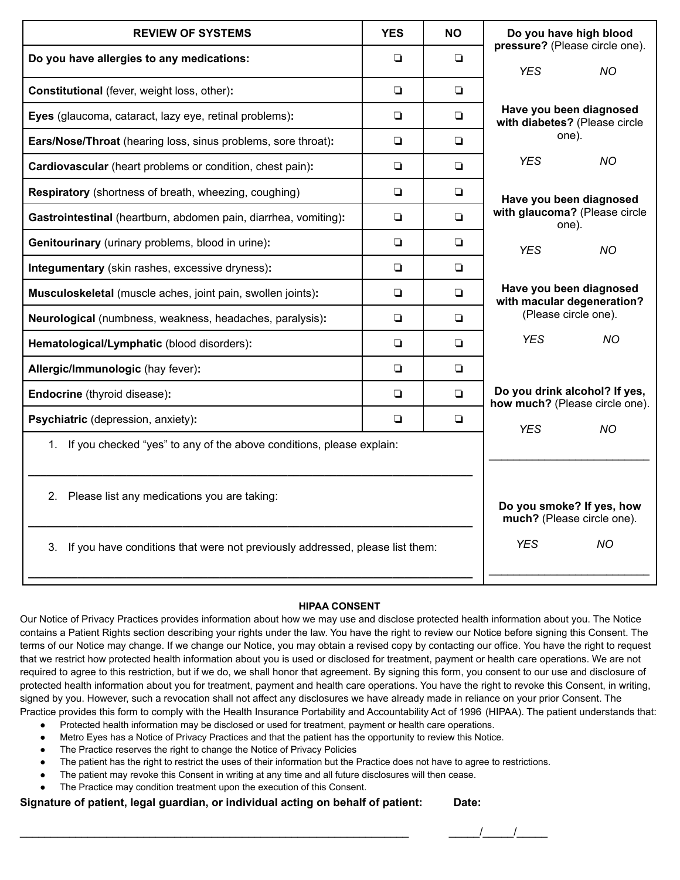| REVIEW OF SYSTEMS | YES | NO |
| --- | --- | --- |
| **Do you have allergies to any medications:** | ❏ | ❏ |
| **Constitutional** (fever, weight loss, other)**:** | ❏ | ❏ |
| **Eyes** (glaucoma, cataract, lazy eye, retinal problems)**:** | ❏ | ❏ |
| **Ears/Nose/Throat** (hearing loss, sinus problems, sore throat)**:** | ❏ | ❏ |
| **Cardiovascular** (heart problems or condition, chest pain)**:** | ❏ | ❏ |
| **Respiratory** (shortness of breath, wheezing, coughing) | ❏ | ❏ |
| **Gastrointestinal** (heartburn, abdomen pain, diarrhea, vomiting)**:** | ❏ | ❏ |
| **Genitourinary** (urinary problems, blood in urine)**:** | ❏ | ❏ |
| **Integumentary** (skin rashes, excessive dryness)**:** | ❏ | ❏ |
| **Musculoskeletal** (muscle aches, joint pain, swollen joints)**:** | ❏ | ❏ |
| **Neurological** (numbness, weakness, headaches, paralysis)**:** | ❏ | ❏ |
| **Hematological/Lymphatic** (blood disorders)**:** | ❏ | ❏ |
| **Allergic/Immunologic** (hay fever)**:** | ❏ | ❏ |
| **Endocrine** (thyroid disease)**:** | ❏ | ❏ |
| **Psychiatric** (depression, anxiety)**:** | ❏ | ❏ |

1. If you checked "yes" to any of the above conditions, please explain:

_______________________________________________________________________

2. Please list any medications you are taking:

_______________________________________________________________________

3. If you have conditions that were not previously addressed, please list them:

_______________________________________________________________________

**Do you have high blood pressure?** (Please circle one).

*YES* *NO*

**Have you been diagnosed with diabetes?** (Please circle one).

*YES* *NO*

**Have you been diagnosed with glaucoma?** (Please circle one).

*YES* *NO*

**Have you been diagnosed with macular degeneration?** (Please circle one).

*YES* *NO*

**Do you drink alcohol? If yes, how much?** (Please circle one).

*YES* *NO*

__________________________

**Do you smoke? If yes, how much?** (Please circle one).

*YES* *NO*

__________________________

**HIPAA CONSENT**

Our Notice of Privacy Practices provides information about how we may use and disclose protected health information about you. The Notice contains a Patient Rights section describing your rights under the law. You have the right to review our Notice before signing this Consent. The terms of our Notice may change. If we change our Notice, you may obtain a revised copy by contacting our office. You have the right to request that we restrict how protected health information about you is used or disclosed for treatment, payment or health care operations. We are not required to agree to this restriction, but if we do, we shall honor that agreement. By signing this form, you consent to our use and disclosure of protected health information about you for treatment, payment and health care operations. You have the right to revoke this Consent, in writing, signed by you. However, such a revocation shall not affect any disclosures we have already made in reliance on your prior Consent. The Practice provides this form to comply with the Health Insurance Portability and Accountability Act of 1996 (HIPAA). The patient understands that:

- Protected health information may be disclosed or used for treatment, payment or health care operations.
- Metro Eyes has a Notice of Privacy Practices and that the patient has the opportunity to review this Notice.
- The Practice reserves the right to change the Notice of Privacy Policies
- The patient has the right to restrict the uses of their information but the Practice does not have to agree to restrictions.
- The patient may revoke this Consent in writing at any time and all future disclosures will then cease.
- The Practice may condition treatment upon the execution of this Consent.

**Signature of patient, legal guardian, or individual acting on behalf of patient:** **Date:**

__________________________________________________________ _____/_____/_____